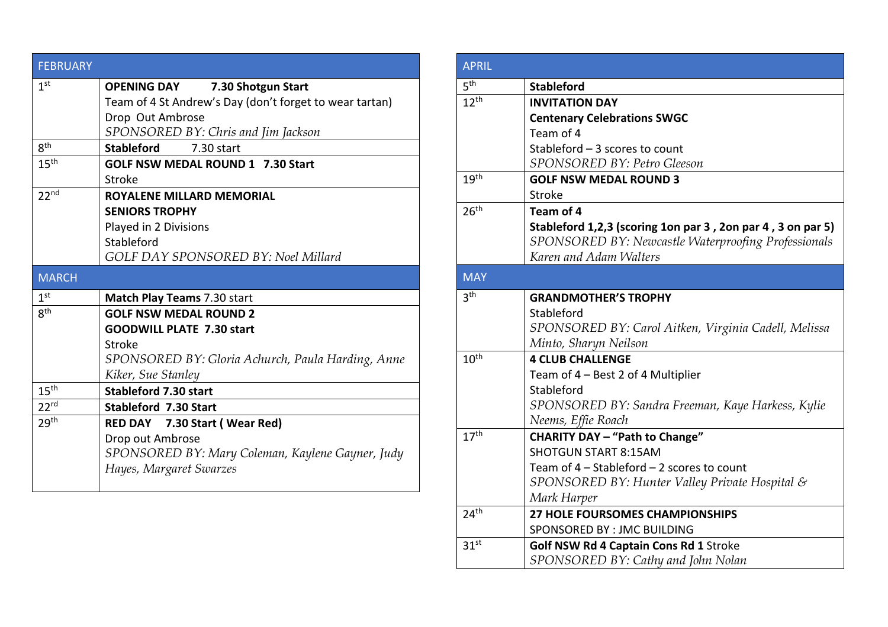| FEBRUARY | |
|---|---|
| 1st | **OPENING DAY 7.30 Shotgun Start**<br>Team of 4 St Andrew's Day (don't forget to wear tartan)<br>Drop Out Ambrose<br>*SPONSORED BY: Chris and Jim Jackson* |
| 8th | **Stableford** 7.30 start |
| 15th | **GOLF NSW MEDAL ROUND 1 7.30 Start**<br>Stroke |
| 22nd | **ROYALENE MILLARD MEMORIAL**<br>**SENIORS TROPHY**<br>Played in 2 Divisions<br>Stableford<br>*GOLF DAY SPONSORED BY: Noel Millard* |

| MARCH | |
|---|---|
| 1st | **Match Play Teams** 7.30 start |
| 8th | **GOLF NSW MEDAL ROUND 2**<br>**GOODWILL PLATE 7.30 start**<br>Stroke<br>*SPONSORED BY: Gloria Achurch, Paula Harding, Anne Kiker, Sue Stanley* |
| 15th | **Stableford 7.30 start** |
| 22rd | **Stableford 7.30 Start** |
| 29th | **RED DAY 7.30 Start ( Wear Red)**<br>Drop out Ambrose<br>*SPONSORED BY: Mary Coleman, Kaylene Gayner, Judy Hayes, Margaret Swarzes* |

| APRIL | |
|---|---|
| 5th | **Stableford** |
| 12th | **INVITATION DAY**<br>**Centenary Celebrations SWGC**<br>Team of 4<br>Stableford – 3 scores to count<br>*SPONSORED BY: Petro Gleeson* |
| 19th | **GOLF NSW MEDAL ROUND 3**<br>Stroke |
| 26th | **Team of 4**<br>**Stableford 1,2,3 (scoring 1on par 3 , 2on par 4 , 3 on par 5)**<br>*SPONSORED BY: Newcastle Waterproofing Professionals Karen and Adam Walters* |

| MAY | |
|---|---|
| 3th | **GRANDMOTHER'S TROPHY**<br>Stableford<br>*SPONSORED BY: Carol Aitken, Virginia Cadell, Melissa Minto, Sharyn Neilson* |
| 10th | **4 CLUB CHALLENGE**<br>Team of 4 – Best 2 of 4 Multiplier<br>Stableford<br>*SPONSORED BY: Sandra Freeman, Kaye Harkess, Kylie Neems, Effie Roach* |
| 17th | **CHARITY DAY – "Path to Change"**<br>SHOTGUN START 8:15AM<br>Team of 4 – Stableford – 2 scores to count<br>*SPONSORED BY: Hunter Valley Private Hospital & Mark Harper* |
| 24th | **27 HOLE FOURSOMES CHAMPIONSHIPS**<br>SPONSORED BY : JMC BUILDING |
| 31st | **Golf NSW Rd 4 Captain Cons Rd 1** Stroke<br>*SPONSORED BY: Cathy and John Nolan* |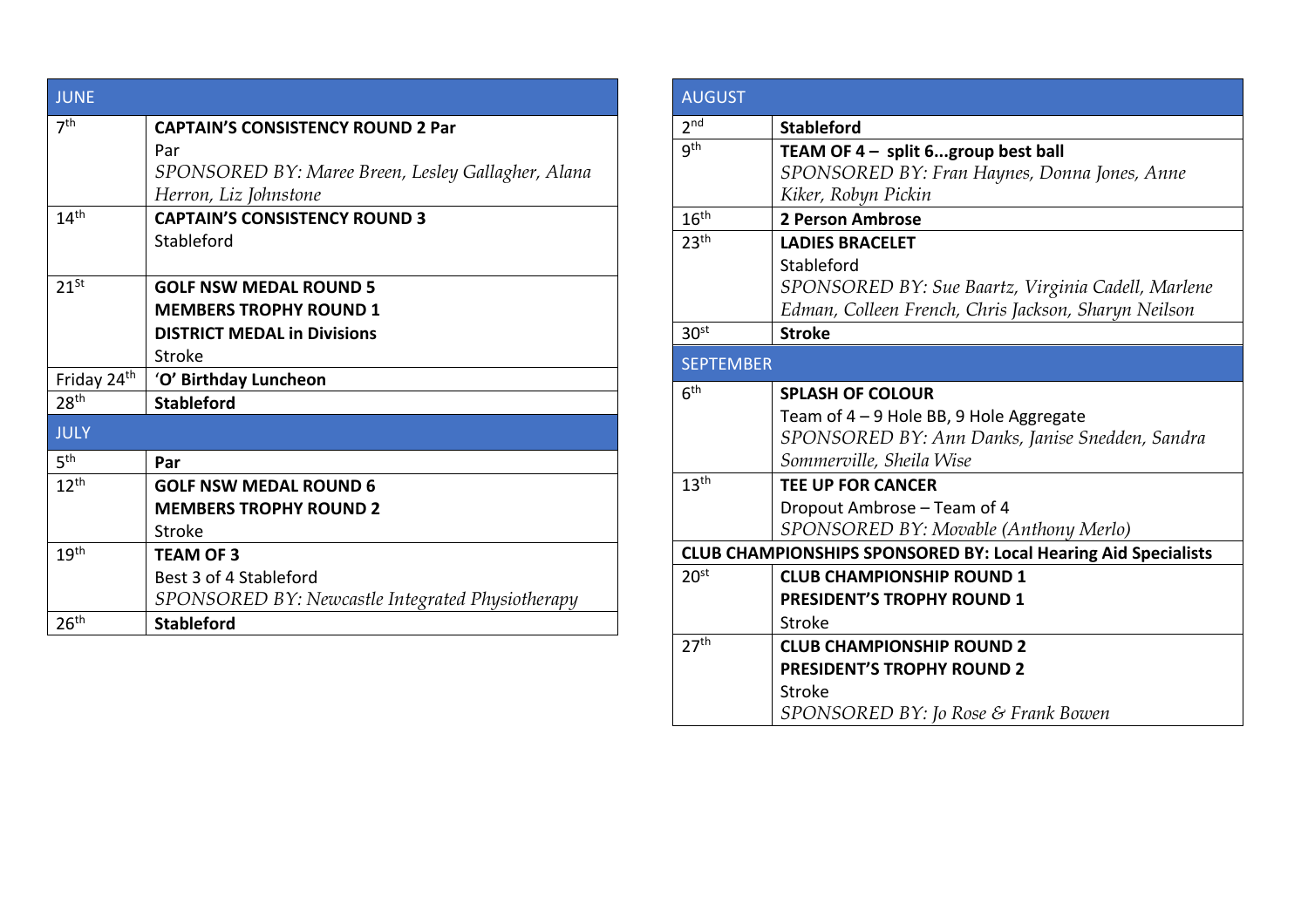| JUNE | |
|---|---|
| 7th | **CAPTAIN'S CONSISTENCY ROUND 2 Par**<br>Par<br>*SPONSORED BY: Maree Breen, Lesley Gallagher, Alana Herron, Liz Johnstone* |
| 14th | **CAPTAIN'S CONSISTENCY ROUND 3**<br>Stableford |
| 21St | **GOLF NSW MEDAL ROUND 5**<br>**MEMBERS TROPHY ROUND 1**<br>**DISTRICT MEDAL in Divisions**<br>Stroke |
| Friday 24th | **'O' Birthday Luncheon** |
| 28th | **Stableford** |
| **JULY** | |
| 5th | **Par** |
| 12th | **GOLF NSW MEDAL ROUND 6**<br>**MEMBERS TROPHY ROUND 2**<br>Stroke |
| 19th | **TEAM OF 3**<br>Best 3 of 4 Stableford<br>*SPONSORED BY: Newcastle Integrated Physiotherapy* |
| 26th | **Stableford** |

| AUGUST | |
|---|---|
| 2nd | **Stableford** |
| 9th | **TEAM OF 4 – split 6...group best ball**<br>*SPONSORED BY: Fran Haynes, Donna Jones, Anne Kiker, Robyn Pickin* |
| 16th | **2 Person Ambrose** |
| 23th | **LADIES BRACELET**<br>Stableford<br>*SPONSORED BY: Sue Baartz, Virginia Cadell, Marlene Edman, Colleen French, Chris Jackson, Sharyn Neilson* |
| 30st | **Stroke** |
| **SEPTEMBER** | |
| 6th | **SPLASH OF COLOUR**<br>Team of 4 – 9 Hole BB, 9 Hole Aggregate<br>*SPONSORED BY: Ann Danks, Janise Snedden, Sandra Sommerville, Sheila Wise* |
| 13th | **TEE UP FOR CANCER**<br>Dropout Ambrose – Team of 4<br>*SPONSORED BY: Movable (Anthony Merlo)* |
| **CLUB CHAMPIONSHIPS SPONSORED BY: Local Hearing Aid Specialists** | |
| 20st | **CLUB CHAMPIONSHIP ROUND 1**<br>**PRESIDENT'S TROPHY ROUND 1**<br>Stroke |
| 27th | **CLUB CHAMPIONSHIP ROUND 2**<br>**PRESIDENT'S TROPHY ROUND 2**<br>Stroke<br>*SPONSORED BY: Jo Rose & Frank Bowen* |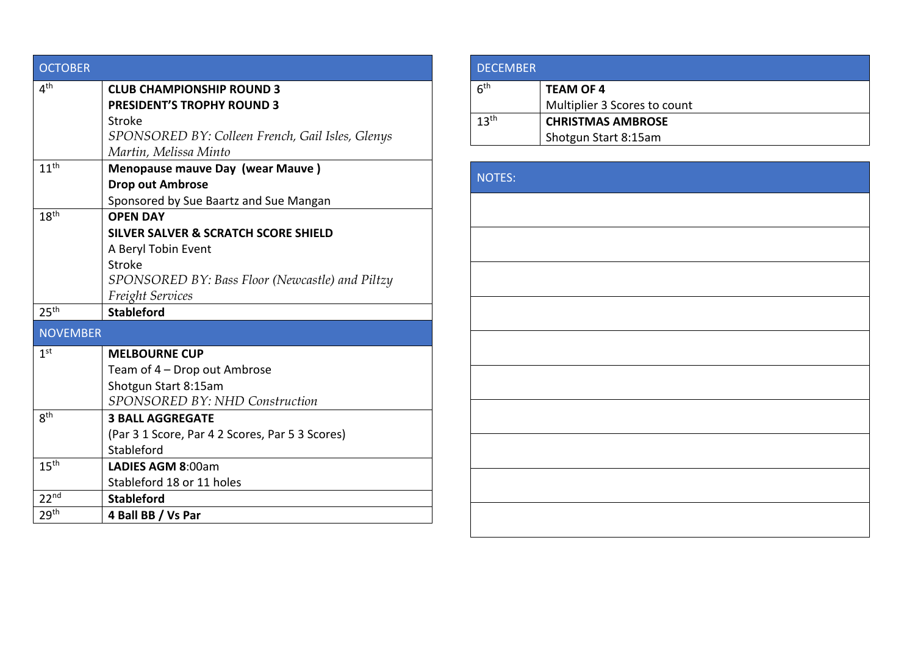| OCTOBER | |
|---|---|
| 4th | **CLUB CHAMPIONSHIP ROUND 3**<br>**PRESIDENT'S TROPHY ROUND 3**<br>Stroke<br>*SPONSORED BY: Colleen French, Gail Isles, Glenys Martin, Melissa Minto* |
| 11th | **Menopause mauve Day (wear Mauve )**<br>**Drop out Ambrose**<br>Sponsored by Sue Baartz and Sue Mangan |
| 18th | **OPEN DAY**<br>**SILVER SALVER & SCRATCH SCORE SHIELD**<br>A Beryl Tobin Event<br>Stroke<br>*SPONSORED BY: Bass Floor (Newcastle) and Piltzy Freight Services* |
| 25th | **Stableford** |

| NOVEMBER | |
|---|---|
| 1st | **MELBOURNE CUP**<br>Team of 4 – Drop out Ambrose<br>Shotgun Start 8:15am<br>*SPONSORED BY: NHD Construction* |
| 8th | **3 BALL AGGREGATE**<br>(Par 3 1 Score, Par 4 2 Scores, Par 5 3 Scores)<br>Stableford |
| 15th | **LADIES AGM 8**:00am<br>Stableford 18 or 11 holes |
| 22nd | **Stableford** |
| 29th | **4 Ball BB / Vs Par** |

| DECEMBER | |
|---|---|
| 6th | **TEAM OF 4**<br>Multiplier 3 Scores to count |
| 13th | **CHRISTMAS AMBROSE**<br>Shotgun Start 8:15am |

| NOTES: |
|---|
| |
| |
| |
| |
| |
| |
| |
| |
| |
| |